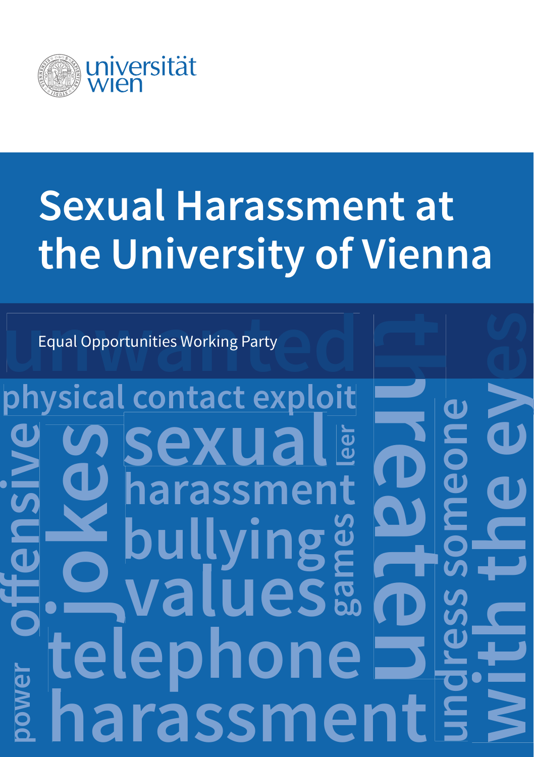universität wien

# Sexual Harassment at the University of Vienna

Equal Opportunities Working Party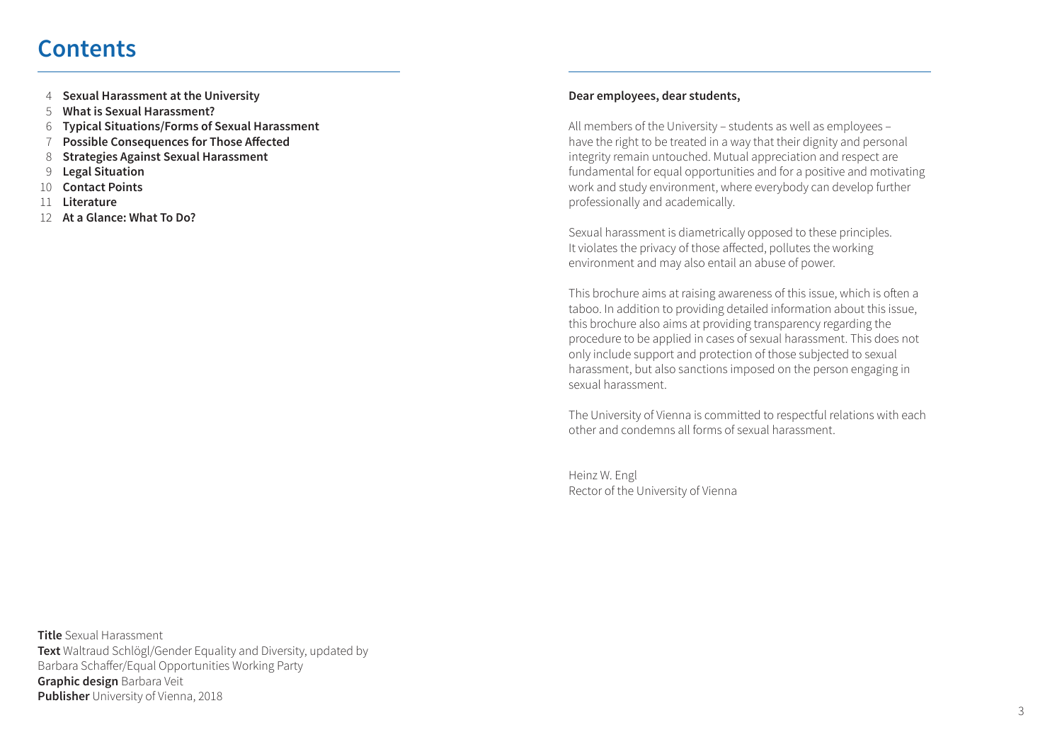# Contents

4 **Sexual Harassment at the University**
5 **What is Sexual Harassment?**
6 **Typical Situations/Forms of Sexual Harassment**
7 **Possible Consequences for Those Affected**
8 **Strategies Against Sexual Harassment**
9 **Legal Situation**
10 **Contact Points**
11 **Literature**
12 **At a Glance: What To Do?**

**Title** Sexual Harassment
**Text** Waltraud Schlögl/Gender Equality and Diversity, updated by Barbara Schaffer/Equal Opportunities Working Party
**Graphic design** Barbara Veit
**Publisher** University of Vienna, 2018

**Dear employees, dear students,**

All members of the University – students as well as employees – have the right to be treated in a way that their dignity and personal integrity remain untouched. Mutual appreciation and respect are fundamental for equal opportunities and for a positive and motivating work and study environment, where everybody can develop further professionally and academically.

Sexual harassment is diametrically opposed to these principles. It violates the privacy of those affected, pollutes the working environment and may also entail an abuse of power.

This brochure aims at raising awareness of this issue, which is often a taboo. In addition to providing detailed information about this issue, this brochure also aims at providing transparency regarding the procedure to be applied in cases of sexual harassment. This does not only include support and protection of those subjected to sexual harassment, but also sanctions imposed on the person engaging in sexual harassment.

The University of Vienna is committed to respectful relations with each other and condemns all forms of sexual harassment.

Heinz W. Engl
Rector of the University of Vienna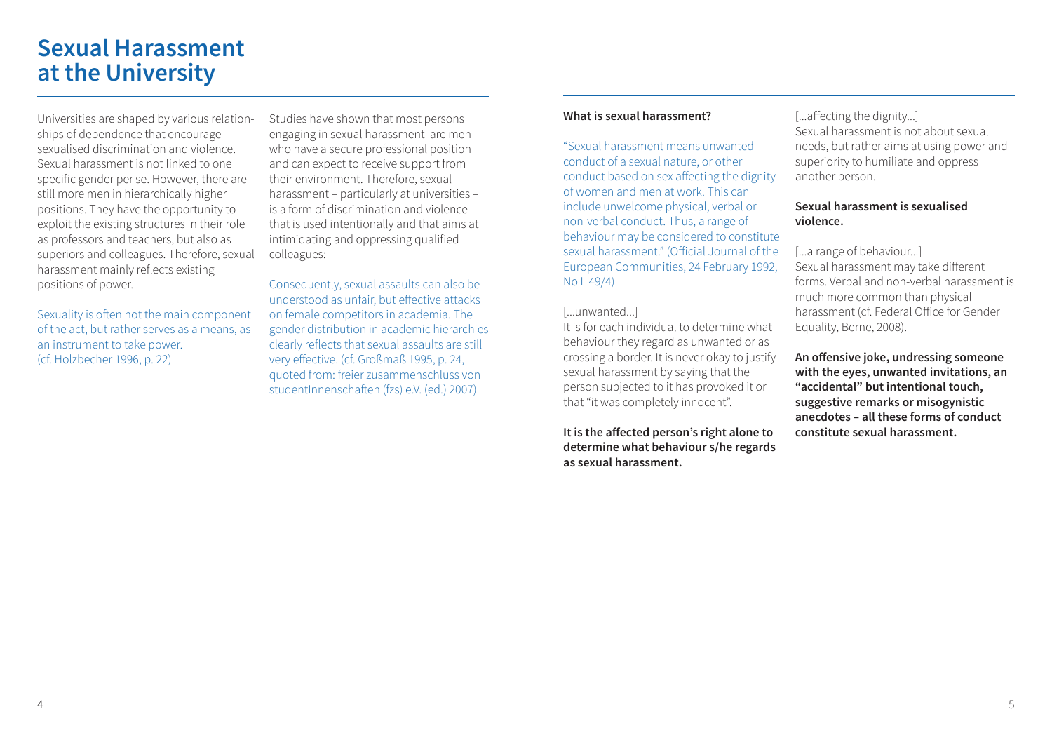# Sexual Harassment at the University

Universities are shaped by various relationships of dependence that encourage sexualised discrimination and violence. Sexual harassment is not linked to one specific gender per se. However, there are still more men in hierarchically higher positions. They have the opportunity to exploit the existing structures in their role as professors and teachers, but also as superiors and colleagues. Therefore, sexual harassment mainly reflects existing positions of power.

Sexuality is often not the main component of the act, but rather serves as a means, as an instrument to take power. (cf. Holzbecher 1996, p. 22)

Studies have shown that most persons engaging in sexual harassment are men who have a secure professional position and can expect to receive support from their environment. Therefore, sexual harassment – particularly at universities – is a form of discrimination and violence that is used intentionally and that aims at intimidating and oppressing qualified colleagues:

Consequently, sexual assaults can also be understood as unfair, but effective attacks on female competitors in academia. The gender distribution in academic hierarchies clearly reflects that sexual assaults are still very effective. (cf. Großmaß 1995, p. 24, quoted from: freier zusammenschluss von studentInnenschaften (fzs) e.V. (ed.) 2007)

**What is sexual harassment?**

"Sexual harassment means unwanted conduct of a sexual nature, or other conduct based on sex affecting the dignity of women and men at work. This can include unwelcome physical, verbal or non-verbal conduct. Thus, a range of behaviour may be considered to constitute sexual harassment." (Official Journal of the European Communities, 24 February 1992, No L 49/4)

[...unwanted...]
It is for each individual to determine what behaviour they regard as unwanted or as crossing a border. It is never okay to justify sexual harassment by saying that the person subjected to it has provoked it or that "it was completely innocent".

**It is the affected person's right alone to determine what behaviour s/he regards as sexual harassment.**

[...affecting the dignity...]
Sexual harassment is not about sexual needs, but rather aims at using power and superiority to humiliate and oppress another person.

**Sexual harassment is sexualised violence.**

[...a range of behaviour...]
Sexual harassment may take different forms. Verbal and non-verbal harassment is much more common than physical harassment (cf. Federal Office for Gender Equality, Berne, 2008).

**An offensive joke, undressing someone with the eyes, unwanted invitations, an "accidental" but intentional touch, suggestive remarks or misogynistic anecdotes – all these forms of conduct constitute sexual harassment.**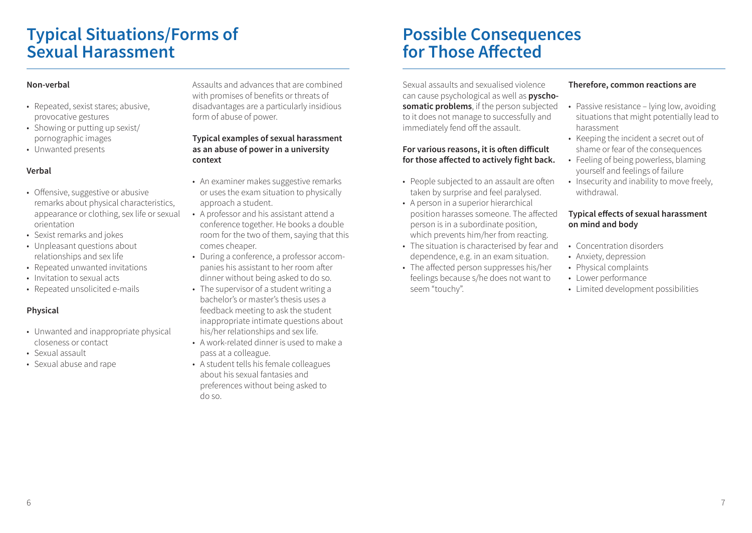## Typical Situations/Forms of Sexual Harassment

### Non-verbal

- Repeated, sexist stares; abusive, provocative gestures
- Showing or putting up sexist/pornographic images
- Unwanted presents

### Verbal

- Offensive, suggestive or abusive remarks about physical characteristics, appearance or clothing, sex life or sexual orientation
- Sexist remarks and jokes
- Unpleasant questions about relationships and sex life
- Repeated unwanted invitations
- Invitation to sexual acts
- Repeated unsolicited e-mails

### Physical

- Unwanted and inappropriate physical closeness or contact
- Sexual assault
- Sexual abuse and rape

Assaults and advances that are combined with promises of benefits or threats of disadvantages are a particularly insidious form of abuse of power.

### Typical examples of sexual harassment as an abuse of power in a university context

- An examiner makes suggestive remarks or uses the exam situation to physically approach a student.
- A professor and his assistant attend a conference together. He books a double room for the two of them, saying that this comes cheaper.
- During a conference, a professor accompanies his assistant to her room after dinner without being asked to do so.
- The supervisor of a student writing a bachelor's or master's thesis uses a feedback meeting to ask the student inappropriate intimate questions about his/her relationships and sex life.
- A work-related dinner is used to make a pass at a colleague.
- A student tells his female colleagues about his sexual fantasies and preferences without being asked to do so.

## Possible Consequences for Those Affected

Sexual assaults and sexualised violence can cause psychological as well as **pyschosomatic problems**, if the person subjected to it does not manage to successfully and immediately fend off the assault.

### For various reasons, it is often difficult for those affected to actively fight back.

- People subjected to an assault are often taken by surprise and feel paralysed.
- A person in a superior hierarchical position harasses someone. The affected person is in a subordinate position, which prevents him/her from reacting.
- The situation is characterised by fear and dependence, e.g. in an exam situation.
- The affected person suppresses his/her feelings because s/he does not want to seem "touchy".

### Therefore, common reactions are

- Passive resistance – lying low, avoiding situations that might potentially lead to harassment
- Keeping the incident a secret out of shame or fear of the consequences
- Feeling of being powerless, blaming yourself and feelings of failure
- Insecurity and inability to move freely, withdrawal.

### Typical effects of sexual harassment on mind and body

- Concentration disorders
- Anxiety, depression
- Physical complaints
- Lower performance
- Limited development possibilities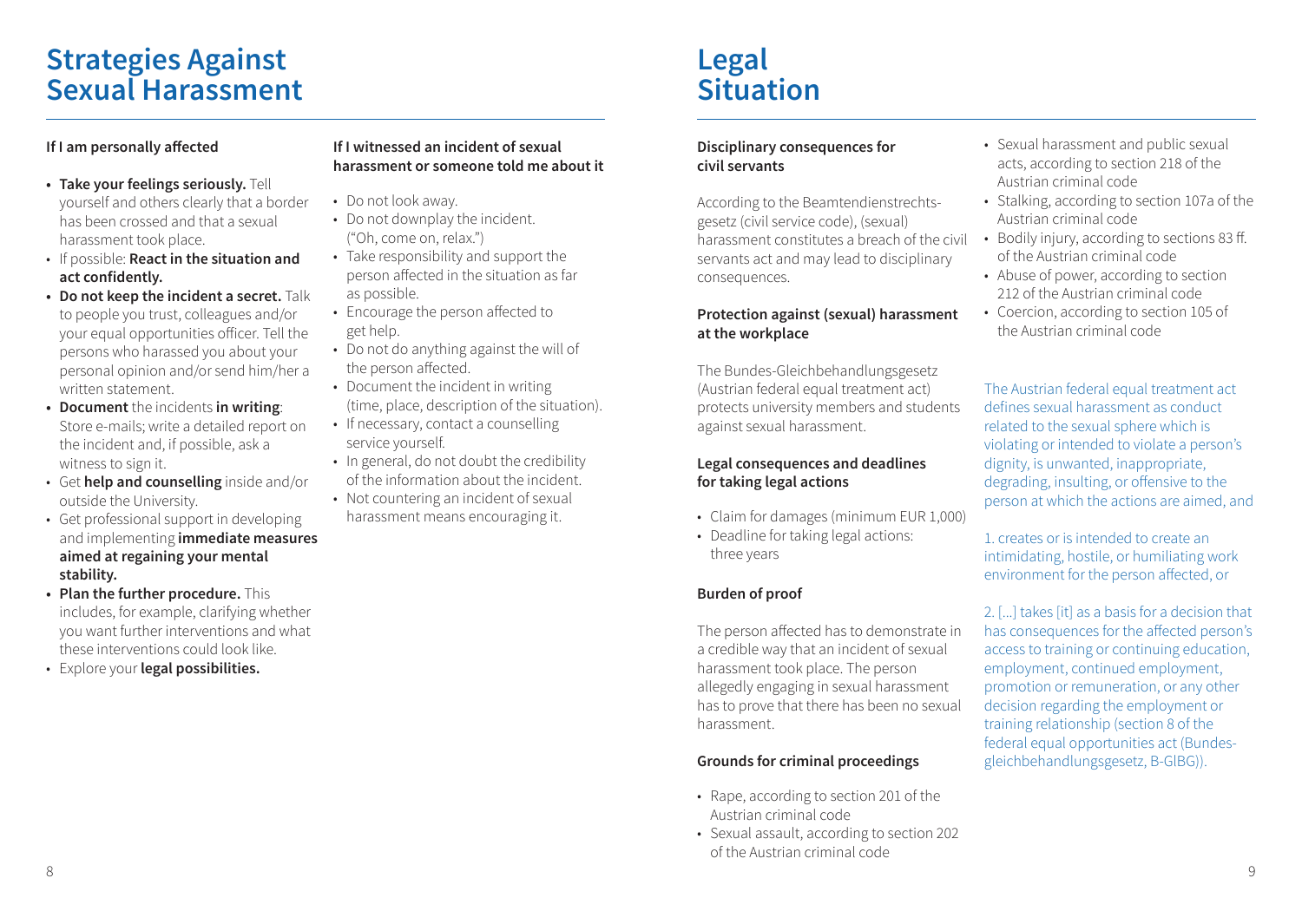# Strategies Against Sexual Harassment

### If I am personally affected

- **Take your feelings seriously.** Tell yourself and others clearly that a border has been crossed and that a sexual harassment took place.
- If possible: **React in the situation and act confidently.**
- **Do not keep the incident a secret.** Talk to people you trust, colleagues and/or your equal opportunities officer. Tell the persons who harassed you about your personal opinion and/or send him/her a written statement.
- **Document** the incidents **in writing**: Store e-mails; write a detailed report on the incident and, if possible, ask a witness to sign it.
- Get **help and counselling** inside and/or outside the University.
- Get professional support in developing and implementing **immediate measures aimed at regaining your mental stability.**
- **Plan the further procedure.** This includes, for example, clarifying whether you want further interventions and what these interventions could look like.
- Explore your **legal possibilities.**

### If I witnessed an incident of sexual harassment or someone told me about it

- Do not look away.
- Do not downplay the incident. ("Oh, come on, relax.")
- Take responsibility and support the person affected in the situation as far as possible.
- Encourage the person affected to get help.
- Do not do anything against the will of the person affected.
- Document the incident in writing (time, place, description of the situation).
- If necessary, contact a counselling service yourself.
- In general, do not doubt the credibility of the information about the incident.
- Not countering an incident of sexual harassment means encouraging it.

# Legal Situation

### Disciplinary consequences for civil servants

According to the Beamtendienstrechtsgesetz (civil service code), (sexual) harassment constitutes a breach of the civil servants act and may lead to disciplinary consequences.

### Protection against (sexual) harassment at the workplace

The Bundes-Gleichbehandlungsgesetz (Austrian federal equal treatment act) protects university members and students against sexual harassment.

### Legal consequences and deadlines for taking legal actions

- Claim for damages (minimum EUR 1,000)
- Deadline for taking legal actions: three years

### Burden of proof

The person affected has to demonstrate in a credible way that an incident of sexual harassment took place. The person allegedly engaging in sexual harassment has to prove that there has been no sexual harassment.

### Grounds for criminal proceedings

- Rape, according to section 201 of the Austrian criminal code
- Sexual assault, according to section 202 of the Austrian criminal code
- Sexual harassment and public sexual acts, according to section 218 of the Austrian criminal code
- Stalking, according to section 107a of the Austrian criminal code
- Bodily injury, according to sections 83 ff. of the Austrian criminal code
- Abuse of power, according to section 212 of the Austrian criminal code
- Coercion, according to section 105 of the Austrian criminal code

The Austrian federal equal treatment act defines sexual harassment as conduct related to the sexual sphere which is violating or intended to violate a person's dignity, is unwanted, inappropriate, degrading, insulting, or offensive to the person at which the actions are aimed, and

1. creates or is intended to create an intimidating, hostile, or humiliating work environment for the person affected, or

2. [...] takes [it] as a basis for a decision that has consequences for the affected person's access to training or continuing education, employment, continued employment, promotion or remuneration, or any other decision regarding the employment or training relationship (section 8 of the federal equal opportunities act (Bundesgleichbehandlungsgesetz, B-GlBG)).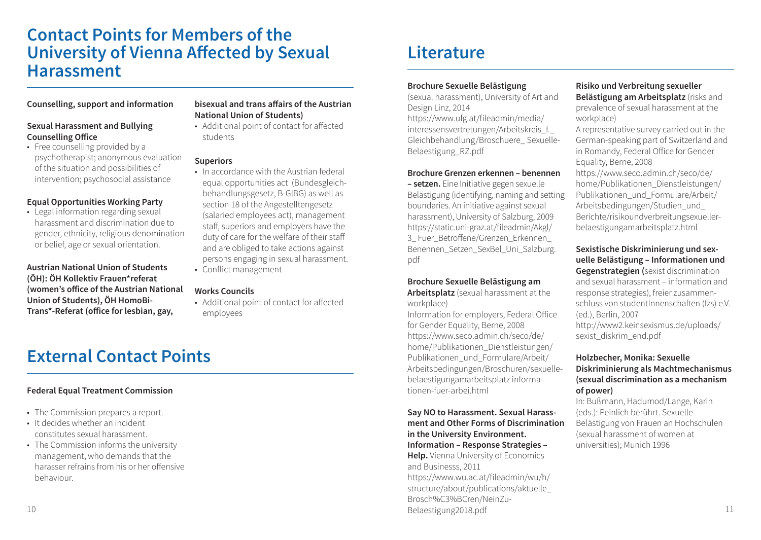# Contact Points for Members of the University of Vienna Affected by Sexual Harassment

**Counselling, support and information**

**Sexual Harassment and Bullying Counselling Office**

- Free counselling provided by a psychotherapist; anonymous evaluation of the situation and possibilities of intervention; psychosocial assistance

**Equal Opportunities Working Party**

- Legal information regarding sexual harassment and discrimination due to gender, ethnicity, religious denomination or belief, age or sexual orientation.

**Austrian National Union of Students (ÖH): ÖH Kollektiv Frauen*referat (women's office of the Austrian National Union of Students), ÖH HomoBi-Trans*-Referat (office for lesbian, gay, bisexual and trans affairs of the Austrian National Union of Students)**

- Additional point of contact for affected students

**Superiors**

- In accordance with the Austrian federal equal opportunities act (Bundesgleichbehandlungsgesetz, B-GlBG) as well as section 18 of the Angestelltengesetz (salaried employees act), management staff, superiors and employers have the duty of care for the welfare of their staff and are obliged to take actions against persons engaging in sexual harassment.
- Conflict management

**Works Councils**

- Additional point of contact for affected employees

# External Contact Points

**Federal Equal Treatment Commission**

- The Commission prepares a report.
- It decides whether an incident constitutes sexual harassment.
- The Commission informs the university management, who demands that the harasser refrains from his or her offensive behaviour.

# Literature

**Brochure Sexuelle Belästigung** (sexual harassment), University of Art and Design Linz, 2014
https://www.ufg.at/fileadmin/media/interessensvertretungen/Arbeitskreis_f._Gleichbehandlung/Broschuere_Sexuelle-Belaestigung_RZ.pdf

**Brochure Grenzen erkennen – benennen – setzen.** Eine Initiative gegen sexuelle Belästigung (identifying, naming and setting boundaries. An initiative against sexual harassment), University of Salzburg, 2009
https://static.uni-graz.at/fileadmin/Akgl/3_Fuer_Betroffene/Grenzen_Erkennen_Benennen_Setzen_SexBel_Uni_Salzburg.pdf

**Brochure Sexuelle Belästigung am Arbeitsplatz** (sexual harassment at the workplace)
Information for employers, Federal Office for Gender Equality, Berne, 2008
https://www.seco.admin.ch/seco/de/home/Publikationen_Dienstleistungen/Publikationen_und_Formulare/Arbeit/Arbeitsbedingungen/Broschuren/sexuelle-belaestigungamarbeitsplatz informationen-fuer-arbei.html

**Say NO to Harassment. Sexual Harassment and Other Forms of Discrimination in the University Environment. Information – Response Strategies – Help.** Vienna University of Economics and Businesss, 2011
https://www.wu.ac.at/fileadmin/wu/h/structure/about/publications/aktuelle_Brosch%C3%BCren/NeinZu-Belaestigung2018.pdf

**Risiko und Verbreitung sexueller Belästigung am Arbeitsplatz** (risks and prevalence of sexual harassment at the workplace)
A representative survey carried out in the German-speaking part of Switzerland and in Romandy, Federal Office for Gender Equality, Berne, 2008
https://www.seco.admin.ch/seco/de/home/Publikationen_Dienstleistungen/Publikationen_und_Formulare/Arbeit/Arbeitsbedingungen/Studien_und_Berichte/risikoundverbreitungsexuellerbelaestigungamarbeitsplatz.html

**Sexistische Diskriminierung und sexuelle Belästigung – Informationen und Gegenstrategien (**sexist discrimination and sexual harassment – information and response strategies), freier zusammenschluss von studentInnenschaften (fzs) e.V. (ed.), Berlin, 2007
http://www2.keinsexismus.de/uploads/sexist_diskrim_end.pdf

**Holzbecher, Monika: Sexuelle Diskriminierung als Machtmechanismus (sexual discrimination as a mechanism of power)**
In: Bußmann, Hadumod/Lange, Karin (eds.): Peinlich berührt. Sexuelle Belästigung von Frauen an Hochschulen (sexual harassment of women at universities); Munich 1996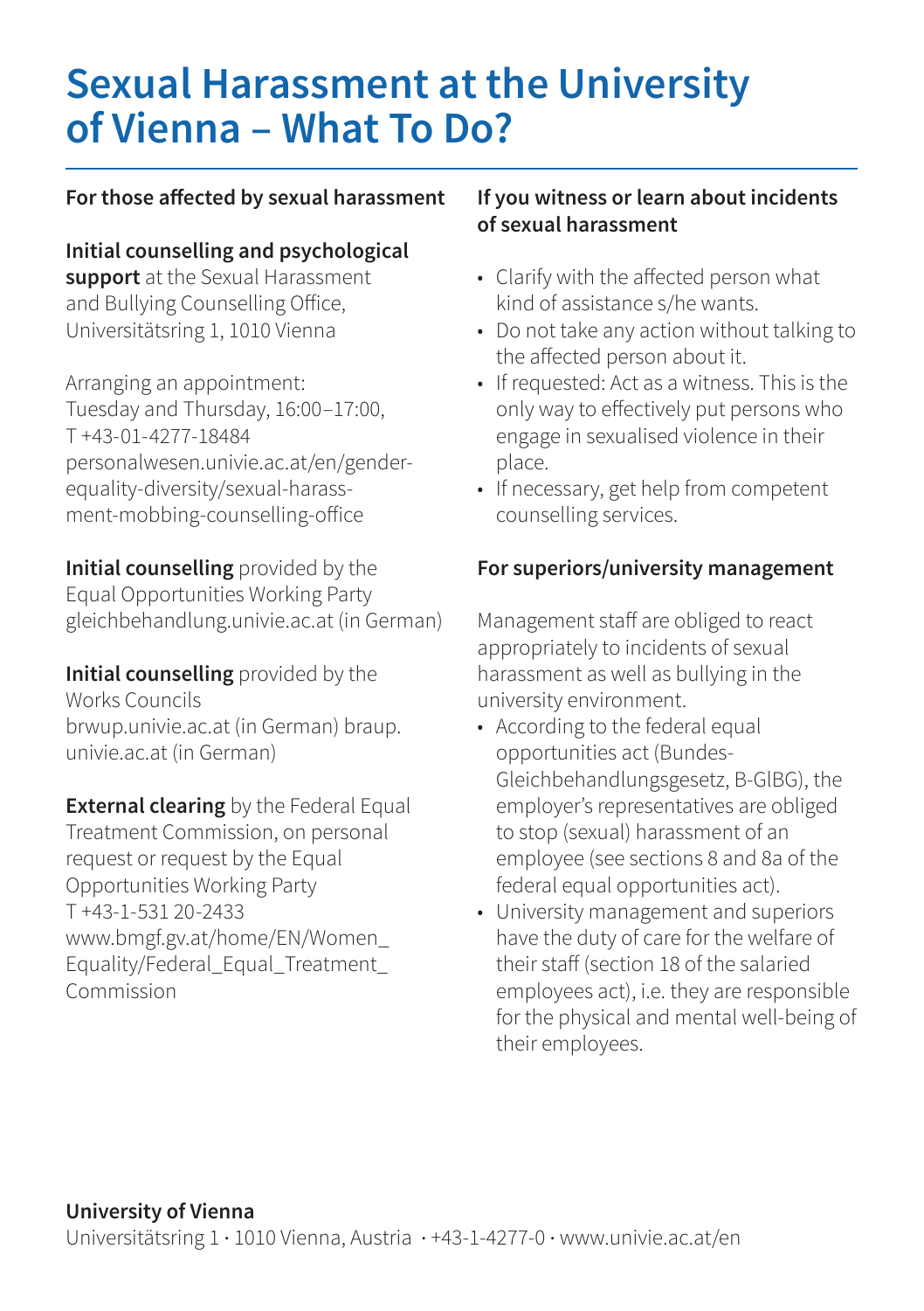# Sexual Harassment at the University of Vienna – What To Do?

### For those affected by sexual harassment

**Initial counselling and psychological support** at the Sexual Harassment and Bullying Counselling Office, Universitätsring 1, 1010 Vienna

Arranging an appointment:
Tuesday and Thursday, 16:00–17:00,
T +43-01-4277-18484
personalwesen.univie.ac.at/en/gender-equality-diversity/sexual-harassment-mobbing-counselling-office

**Initial counselling** provided by the Equal Opportunities Working Party
gleichbehandlung.univie.ac.at (in German)

**Initial counselling** provided by the Works Councils
brwup.univie.ac.at (in German) braup.univie.ac.at (in German)

**External clearing** by the Federal Equal Treatment Commission, on personal request or request by the Equal Opportunities Working Party
T +43-1-531 20-2433
www.bmgf.gv.at/home/EN/Women_Equality/Federal_Equal_Treatment_Commission

### If you witness or learn about incidents of sexual harassment

- Clarify with the affected person what kind of assistance s/he wants.
- Do not take any action without talking to the affected person about it.
- If requested: Act as a witness. This is the only way to effectively put persons who engage in sexualised violence in their place.
- If necessary, get help from competent counselling services.

### For superiors/university management

Management staff are obliged to react appropriately to incidents of sexual harassment as well as bullying in the university environment.

- According to the federal equal opportunities act (Bundes-Gleichbehandlungsgesetz, B-GlBG), the employer's representatives are obliged to stop (sexual) harassment of an employee (see sections 8 and 8a of the federal equal opportunities act).
- University management and superiors have the duty of care for the welfare of their staff (section 18 of the salaried employees act), i.e. they are responsible for the physical and mental well-being of their employees.

**University of Vienna**
Universitätsring 1 · 1010 Vienna, Austria · +43-1-4277-0 · www.univie.ac.at/en